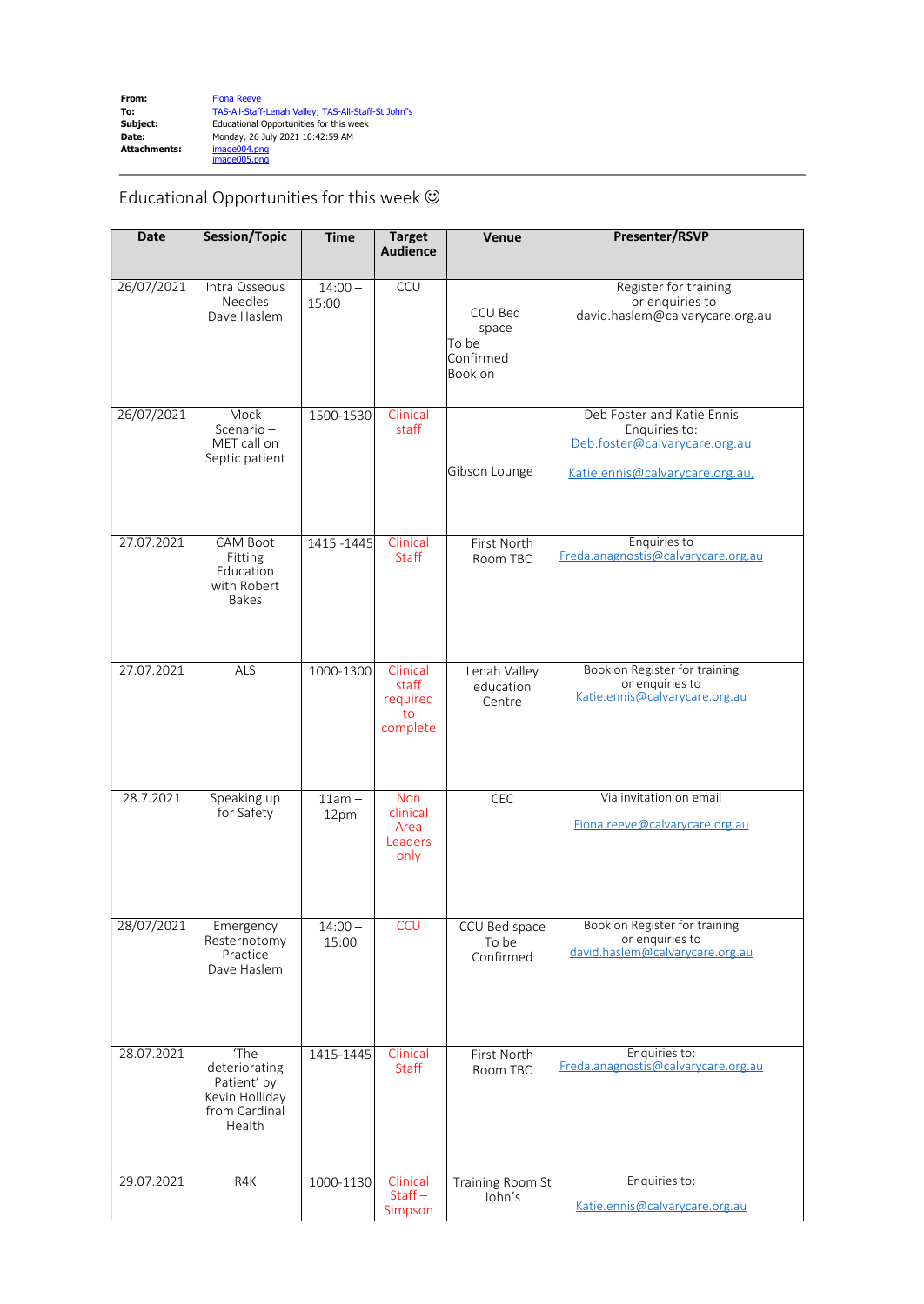**From:** Fiona Reeve
**To:** TAS-All-Staff-Lenah Valley; TAS-All-Staff-St John"s
**Subject:** Educational Opportunities for this week
**Date:** Monday, 26 July 2021 10:42:59 AM
**Attachments:** image004.png
image005.png

## Educational Opportunities for this week ☺

| Date | Session/Topic | Time | Target Audience | Venue | Presenter/RSVP |
|---|---|---|---|---|---|
| 26/07/2021 | Intra Osseous Needles Dave Haslem | 14:00 – 15:00 | CCU | CCU Bed space To be Confirmed Book on | Register for training or enquiries to david.haslem@calvarycare.org.au |
| 26/07/2021 | Mock Scenario – MET call on Septic patient | 1500-1530 | Clinical staff | Gibson Lounge | Deb Foster and Katie Ennis Enquiries to: Deb.foster@calvarycare.org.au Katie.ennis@calvarycare.org.au, |
| 27.07.2021 | CAM Boot Fitting Education with Robert Bakes | 1415 -1445 | Clinical Staff | First North Room TBC | Enquiries to Freda.anagnostis@calvarycare.org.au |
| 27.07.2021 | ALS | 1000-1300 | Clinical staff required to complete | Lenah Valley education Centre | Book on Register for training or enquiries to Katie.ennis@calvarycare.org.au |
| 28.7.2021 | Speaking up for Safety | 11am – 12pm | Non clinical Area Leaders only | CEC | Via invitation on email Fiona.reeve@calvarycare.org.au |
| 28/07/2021 | Emergency Resternotomy Practice Dave Haslem | 14:00 – 15:00 | CCU | CCU Bed space To be Confirmed | Book on Register for training or enquiries to david.haslem@calvarycare.org.au |
| 28.07.2021 | 'The deteriorating Patient' by Kevin Holliday from Cardinal Health | 1415-1445 | Clinical Staff | First North Room TBC | Enquiries to: Freda.anagnostis@calvarycare.org.au |
| 29.07.2021 | R4K | 1000-1130 | Clinical Staff – Simpson | Training Room St John's | Enquiries to: Katie.ennis@calvarycare.org.au |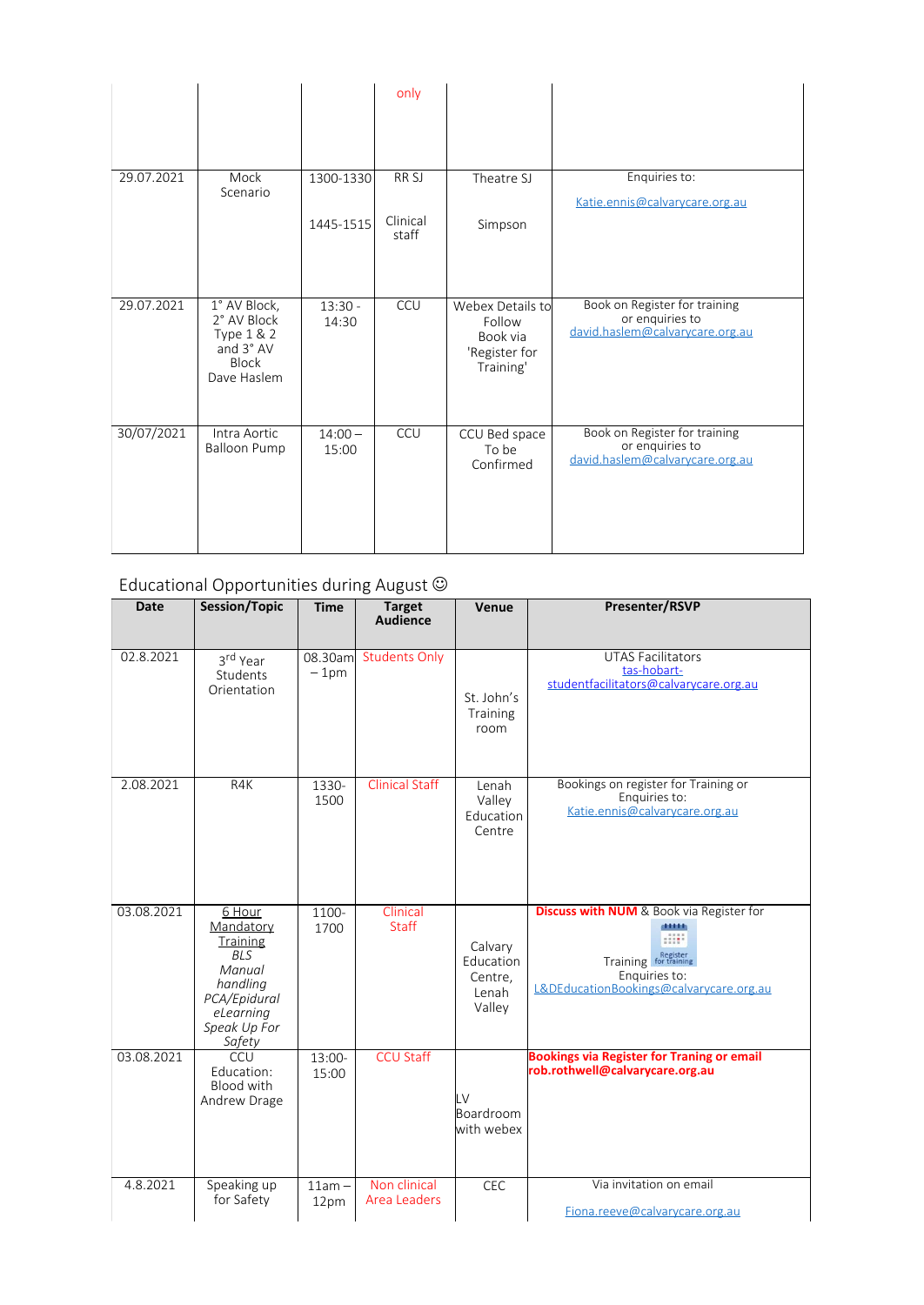| | | | only | | |
|---|---|---|---|---|---|
| 29.07.2021 | Mock Scenario | 1300-1330<br>1445-1515 | RR SJ<br>Clinical staff | Theatre SJ<br>Simpson | Enquiries to:<br>Katie.ennis@calvarycare.org.au |
| 29.07.2021 | 1° AV Block, 2° AV Block Type 1 & 2 and 3° AV Block Dave Haslem | 13:30 - 14:30 | CCU | Webex Details to Follow Book via 'Register for Training' | Book on Register for training or enquiries to david.haslem@calvarycare.org.au |
| 30/07/2021 | Intra Aortic Balloon Pump | 14:00 – 15:00 | CCU | CCU Bed space To be Confirmed | Book on Register for training or enquiries to david.haslem@calvarycare.org.au |

## Educational Opportunities during August ☺

| Date | Session/Topic | Time | Target Audience | Venue | Presenter/RSVP |
|---|---|---|---|---|---|
| 02.8.2021 | 3rd Year Students Orientation | 08.30am – 1pm | Students Only | St. John's Training room | UTAS Facilitators<br>tas-hobart-studentfacilitators@calvarycare.org.au |
| 2.08.2021 | R4K | 1330-1500 | Clinical Staff | Lenah Valley Education Centre | Bookings on register for Training or Enquiries to:<br>Katie.ennis@calvarycare.org.au |
| 03.08.2021 | 6 Hour Mandatory Training<br>*BLS*<br>*Manual handling*<br>*PCA/Epidural*<br>*eLearning*<br>*Speak Up For Safety* | 1100-1700 | Clinical Staff | Calvary Education Centre, Lenah Valley | **Discuss with NUM** & Book via Register for Training<br>Enquiries to:<br>L&DEducationBookings@calvarycare.org.au |
| 03.08.2021 | CCU Education: Blood with Andrew Drage | 13:00-15:00 | CCU Staff | LV Boardroom with webex | **Bookings via Register for Traning or email rob.rothwell@calvarycare.org.au** |
| 4.8.2021 | Speaking up for Safety | 11am – 12pm | Non clinical Area Leaders | CEC | Via invitation on email<br>Fiona.reeve@calvarycare.org.au |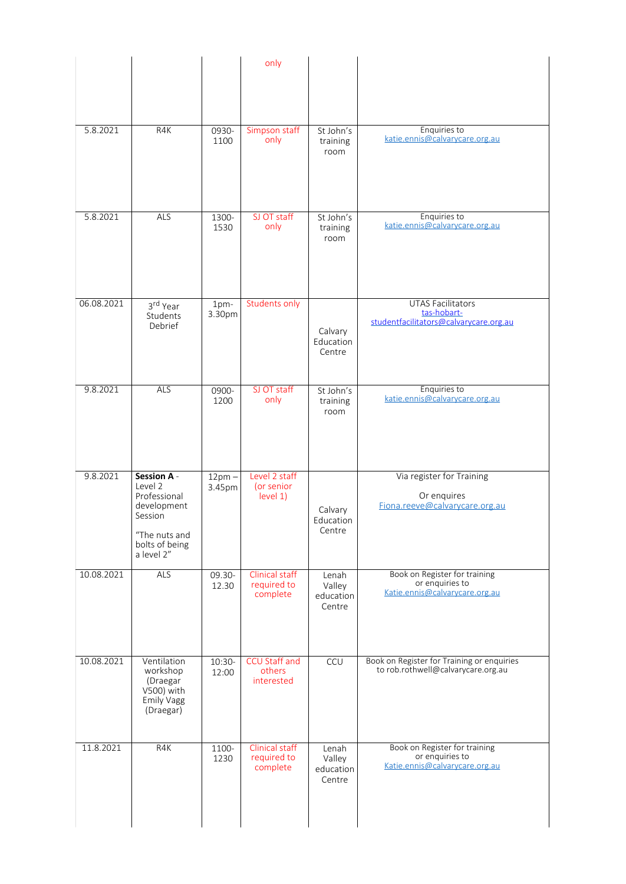| | | | only | | |
|---|---|---|---|---|---|
| 5.8.2021 | R4K | 0930-1100 | Simpson staff only | St John's training room | Enquiries to katie.ennis@calvarycare.org.au |
| 5.8.2021 | ALS | 1300-1530 | SJ OT staff only | St John's training room | Enquiries to katie.ennis@calvarycare.org.au |
| 06.08.2021 | 3rd Year Students Debrief | 1pm-3.30pm | Students only | Calvary Education Centre | UTAS Facilitators tas-hobart-studentfacilitators@calvarycare.org.au |
| 9.8.2021 | ALS | 0900-1200 | SJ OT staff only | St John's training room | Enquiries to katie.ennis@calvarycare.org.au |
| 9.8.2021 | **Session A** - Level 2 Professional development Session "The nuts and bolts of being a level 2" | 12pm – 3.45pm | Level 2 staff (or senior level 1) | Calvary Education Centre | Via register for Training Or enquires Fiona.reeve@calvarycare.org.au |
| 10.08.2021 | ALS | 09.30-12.30 | Clinical staff required to complete | Lenah Valley education Centre | Book on Register for training or enquiries to Katie.ennis@calvarycare.org.au |
| 10.08.2021 | Ventilation workshop (Draegar V500) with Emily Vagg (Draegar) | 10:30-12:00 | CCU Staff and others interested | CCU | Book on Register for Training or enquiries to rob.rothwell@calvarycare.org.au |
| 11.8.2021 | R4K | 1100-1230 | Clinical staff required to complete | Lenah Valley education Centre | Book on Register for training or enquiries to Katie.ennis@calvarycare.org.au |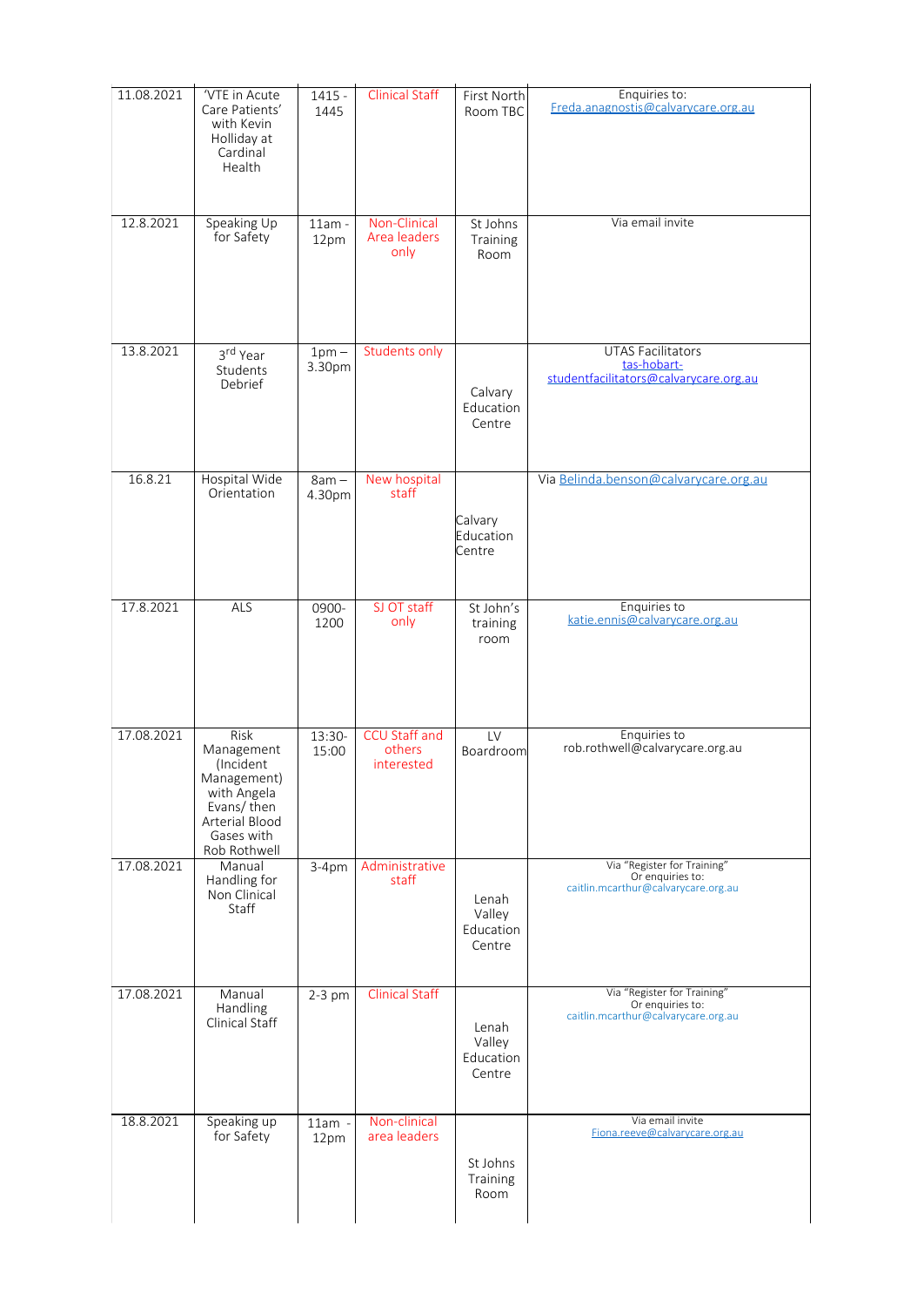| 11.08.2021 | 'VTE in Acute Care Patients' with Kevin Holliday at Cardinal Health | 1415 - 1445 | Clinical Staff | First North Room TBC | Enquiries to: Freda.anagnostis@calvarycare.org.au |
|---|---|---|---|---|---|
| 12.8.2021 | Speaking Up for Safety | 11am - 12pm | Non-Clinical Area leaders only | St Johns Training Room | Via email invite |
| 13.8.2021 | 3rd Year Students Debrief | 1pm – 3.30pm | Students only | Calvary Education Centre | UTAS Facilitators tas-hobart-studentfacilitators@calvarycare.org.au |
| 16.8.21 | Hospital Wide Orientation | 8am – 4.30pm | New hospital staff | Calvary Education Centre | Via Belinda.benson@calvarycare.org.au |
| 17.8.2021 | ALS | 0900-1200 | SJ OT staff only | St John's training room | Enquiries to katie.ennis@calvarycare.org.au |
| 17.08.2021 | Risk Management (Incident Management) with Angela Evans/ then Arterial Blood Gases with Rob Rothwell | 13:30-15:00 | CCU Staff and others interested | LV Boardroom | Enquiries to rob.rothwell@calvarycare.org.au |
| 17.08.2021 | Manual Handling for Non Clinical Staff | 3-4pm | Administrative staff | Lenah Valley Education Centre | Via "Register for Training" Or enquiries to: caitlin.mcarthur@calvarycare.org.au |
| 17.08.2021 | Manual Handling Clinical Staff | 2-3 pm | Clinical Staff | Lenah Valley Education Centre | Via "Register for Training" Or enquiries to: caitlin.mcarthur@calvarycare.org.au |
| 18.8.2021 | Speaking up for Safety | 11am - 12pm | Non-clinical area leaders | St Johns Training Room | Via email invite Fiona.reeve@calvarycare.org.au |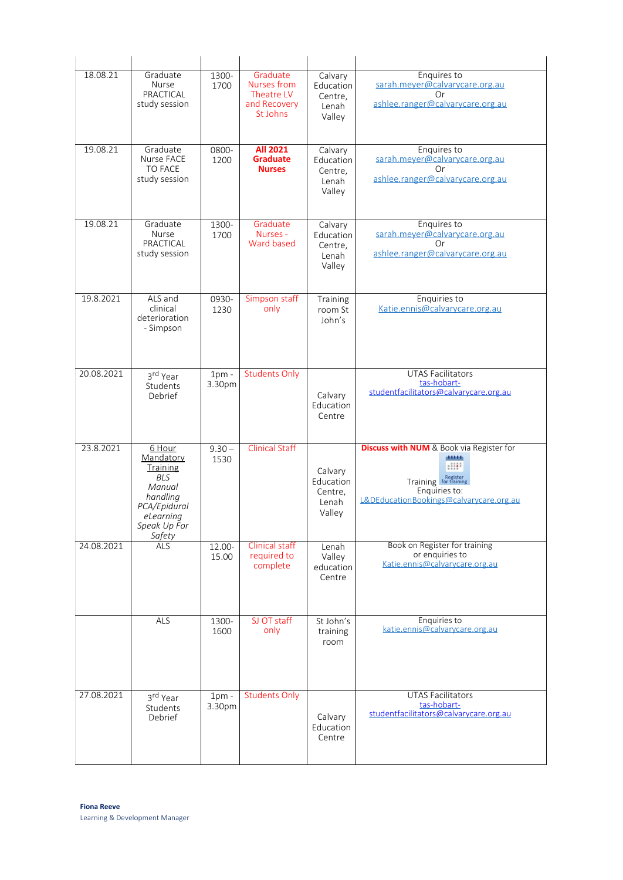| | | | | | |
|---|---|---|---|---|---|
| 18.08.21 | Graduate Nurse PRACTICAL study session | 1300-1700 | Graduate Nurses from Theatre LV and Recovery St Johns | Calvary Education Centre, Lenah Valley | Enquires to sarah.meyer@calvarycare.org.au Or ashlee.ranger@calvarycare.org.au |
| 19.08.21 | Graduate Nurse FACE TO FACE study session | 0800-1200 | **All 2021 Graduate Nurses** | Calvary Education Centre, Lenah Valley | Enquires to sarah.meyer@calvarycare.org.au Or ashlee.ranger@calvarycare.org.au |
| 19.08.21 | Graduate Nurse PRACTICAL study session | 1300-1700 | Graduate Nurses - Ward based | Calvary Education Centre, Lenah Valley | Enquires to sarah.meyer@calvarycare.org.au Or ashlee.ranger@calvarycare.org.au |
| 19.8.2021 | ALS and clinical deterioration - Simpson | 0930-1230 | Simpson staff only | Training room St John's | Enquiries to Katie.ennis@calvarycare.org.au |
| 20.08.2021 | 3rd Year Students Debrief | 1pm - 3.30pm | Students Only | Calvary Education Centre | UTAS Facilitators tas-hobart-studentfacilitators@calvarycare.org.au |
| 23.8.2021 | 6 Hour Mandatory Training *BLS Manual handling PCA/Epidural eLearning Speak Up For Safety* | 9.30 – 1530 | Clinical Staff | Calvary Education Centre, Lenah Valley | **Discuss with NUM** & Book via Register for Training Enquiries to: L&DEducationBookings@calvarycare.org.au |
| 24.08.2021 | ALS | 12.00-15.00 | Clinical staff required to complete | Lenah Valley education Centre | Book on Register for training or enquiries to Katie.ennis@calvarycare.org.au |
| | ALS | 1300-1600 | SJ OT staff only | St John's training room | Enquiries to katie.ennis@calvarycare.org.au |
| 27.08.2021 | 3rd Year Students Debrief | 1pm - 3.30pm | Students Only | Calvary Education Centre | UTAS Facilitators tas-hobart-studentfacilitators@calvarycare.org.au |

**Fiona Reeve**
Learning & Development Manager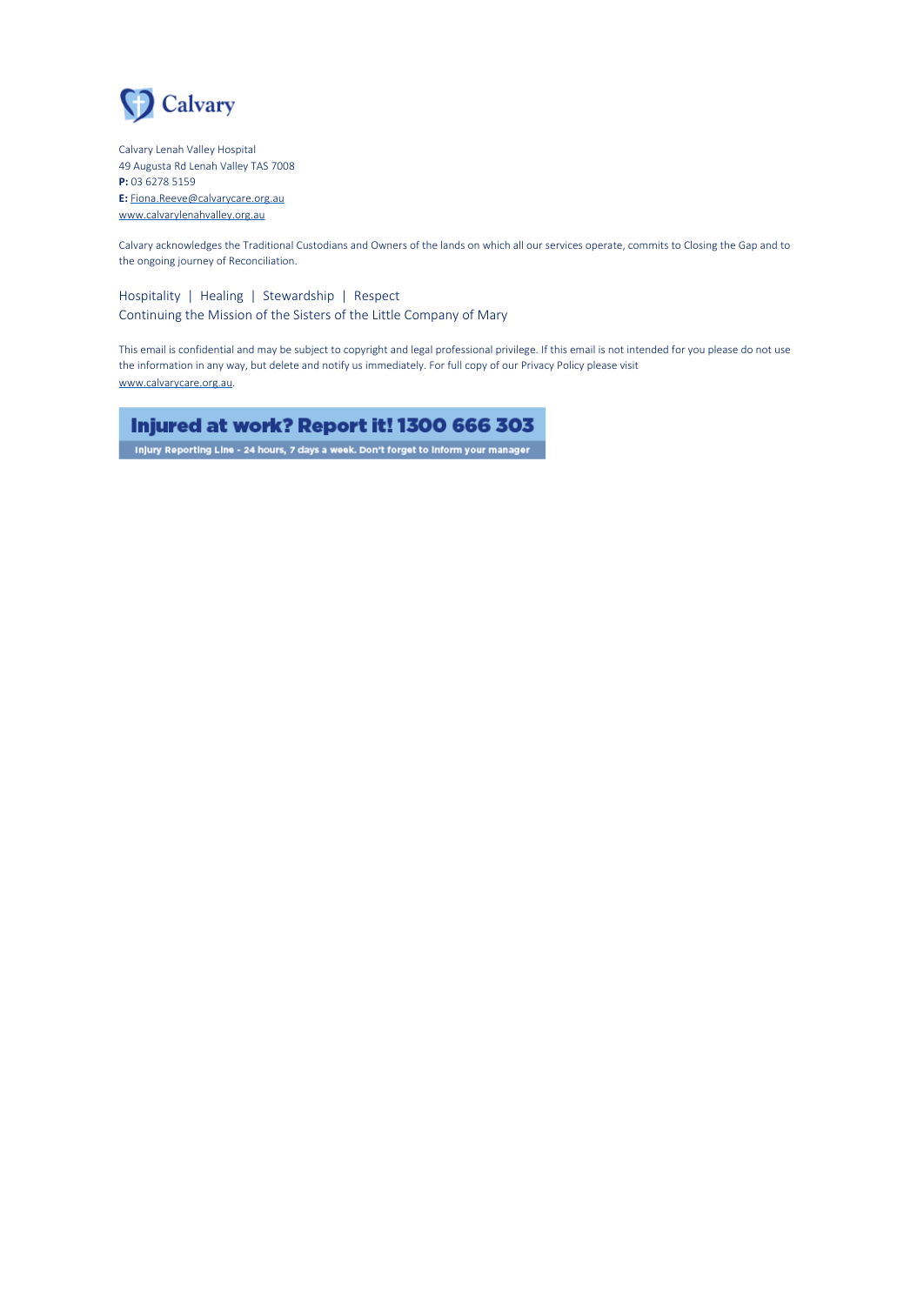Calvary

Calvary Lenah Valley Hospital
49 Augusta Rd Lenah Valley TAS 7008
**P:** 03 6278 5159
**E:** Fiona.Reeve@calvarycare.org.au
www.calvarylenahvalley.org.au

Calvary acknowledges the Traditional Custodians and Owners of the lands on which all our services operate, commits to Closing the Gap and to the ongoing journey of Reconciliation.

Hospitality | Healing | Stewardship | Respect
Continuing the Mission of the Sisters of the Little Company of Mary

This email is confidential and may be subject to copyright and legal professional privilege. If this email is not intended for you please do not use the information in any way, but delete and notify us immediately. For full copy of our Privacy Policy please visit www.calvarycare.org.au.

**Injured at work? Report it! 1300 666 303**
Injury Reporting Line - 24 hours, 7 days a week. Don't forget to inform your manager